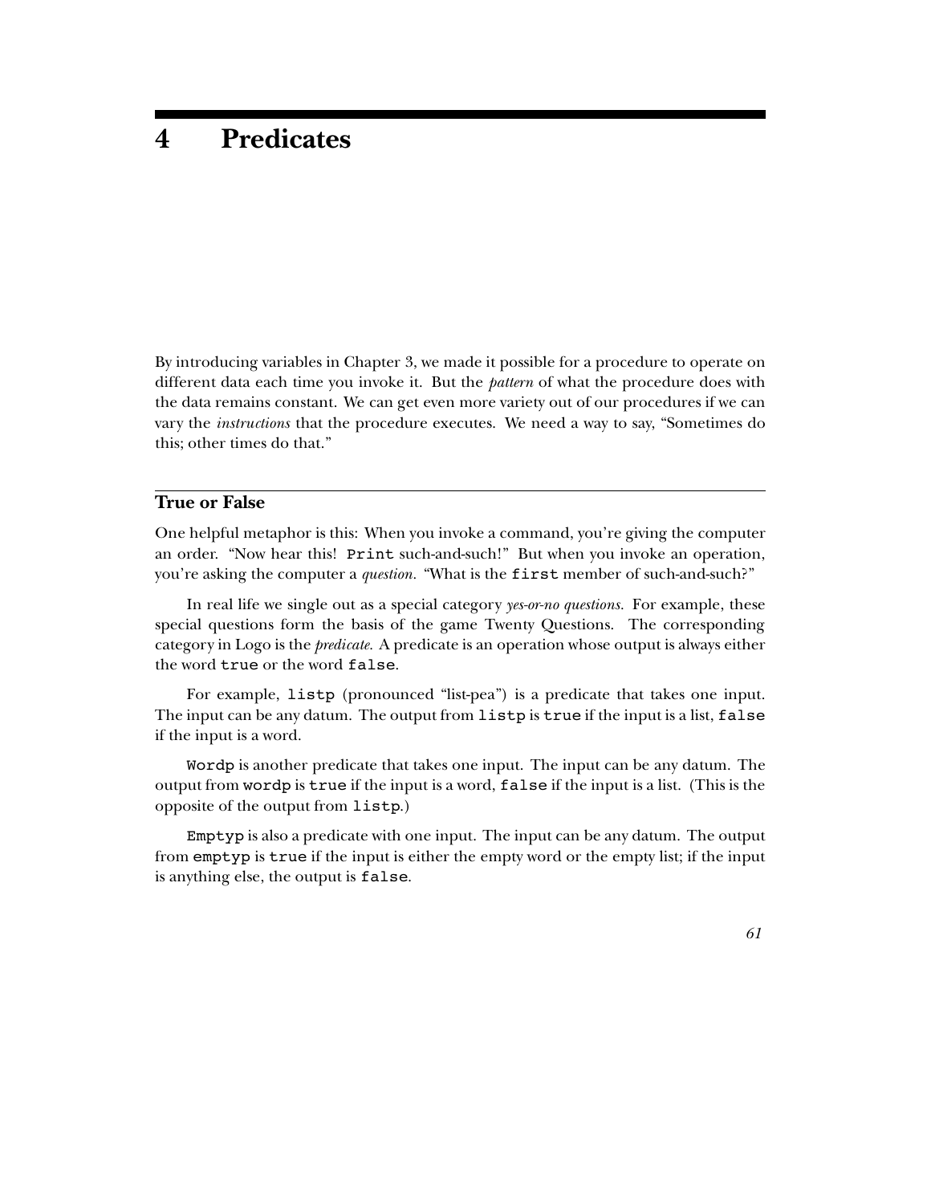# 4 Predicates

By introducing variables in Chapter 3, we made it possible for a procedure to operate on different data each time you invoke it. But the *pattern* of what the procedure does with the data remains constant. We can get even more variety out of our procedures if we can vary the *instructions* that the procedure executes. We need a way to say, "Sometimes do this; other times do that."

## True or False

One helpful metaphor is this: When you invoke a command, you're giving the computer an order. "Now hear this! `Print` such-and-such!" But when you invoke an operation, you're asking the computer a *question*. "What is the `first` member of such-and-such?"

In real life we single out as a special category *yes-or-no questions*. For example, these special questions form the basis of the game Twenty Questions. The corresponding category in Logo is the *predicate*. A predicate is an operation whose output is always either the word `true` or the word `false`.

For example, `listp` (pronounced "list-pea") is a predicate that takes one input. The input can be any datum. The output from `listp` is `true` if the input is a list, `false` if the input is a word.

`Wordp` is another predicate that takes one input. The input can be any datum. The output from `wordp` is `true` if the input is a word, `false` if the input is a list. (This is the opposite of the output from `listp`.)

`Emptyp` is also a predicate with one input. The input can be any datum. The output from `emptyp` is `true` if the input is either the empty word or the empty list; if the input is anything else, the output is `false`.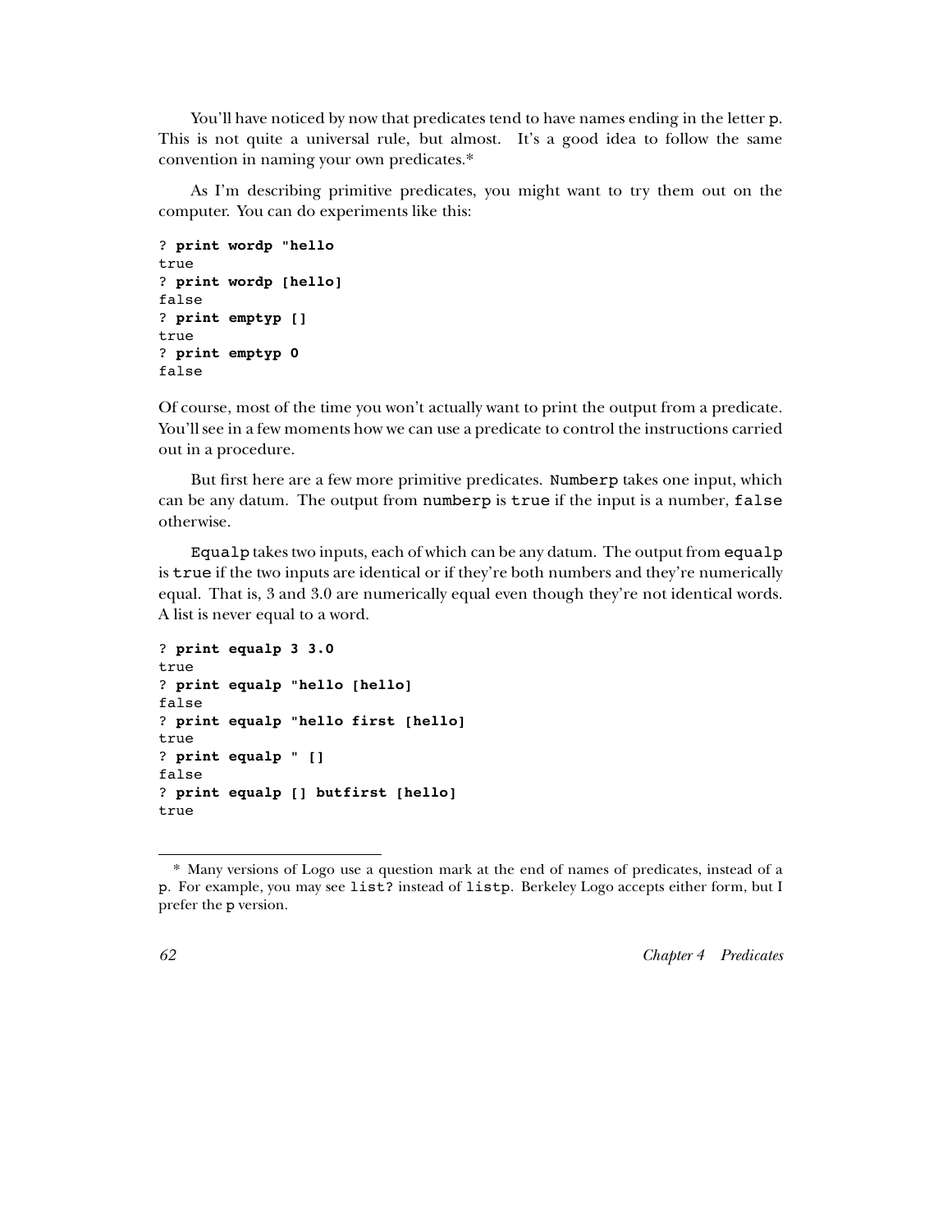You'll have noticed by now that predicates tend to have names ending in the letter `p`. This is not quite a universal rule, but almost. It's a good idea to follow the same convention in naming your own predicates.*

As I'm describing primitive predicates, you might want to try them out on the computer. You can do experiments like this:

```
? print wordp "hello
true
? print wordp [hello]
false
? print emptyp []
true
? print emptyp 0
false
```

Of course, most of the time you won't actually want to print the output from a predicate. You'll see in a few moments how we can use a predicate to control the instructions carried out in a procedure.

But first here are a few more primitive predicates. `Numberp` takes one input, which can be any datum. The output from `numberp` is `true` if the input is a number, `false` otherwise.

`Equalp` takes two inputs, each of which can be any datum. The output from `equalp` is `true` if the two inputs are identical or if they're both numbers and they're numerically equal. That is, 3 and 3.0 are numerically equal even though they're not identical words. A list is never equal to a word.

```
? print equalp 3 3.0
true
? print equalp "hello [hello]
false
? print equalp "hello first [hello]
true
? print equalp " []
false
? print equalp [] butfirst [hello]
true
```

---

* Many versions of Logo use a question mark at the end of names of predicates, instead of a `p`. For example, you may see `list?` instead of `listp`. Berkeley Logo accepts either form, but I prefer the `p` version.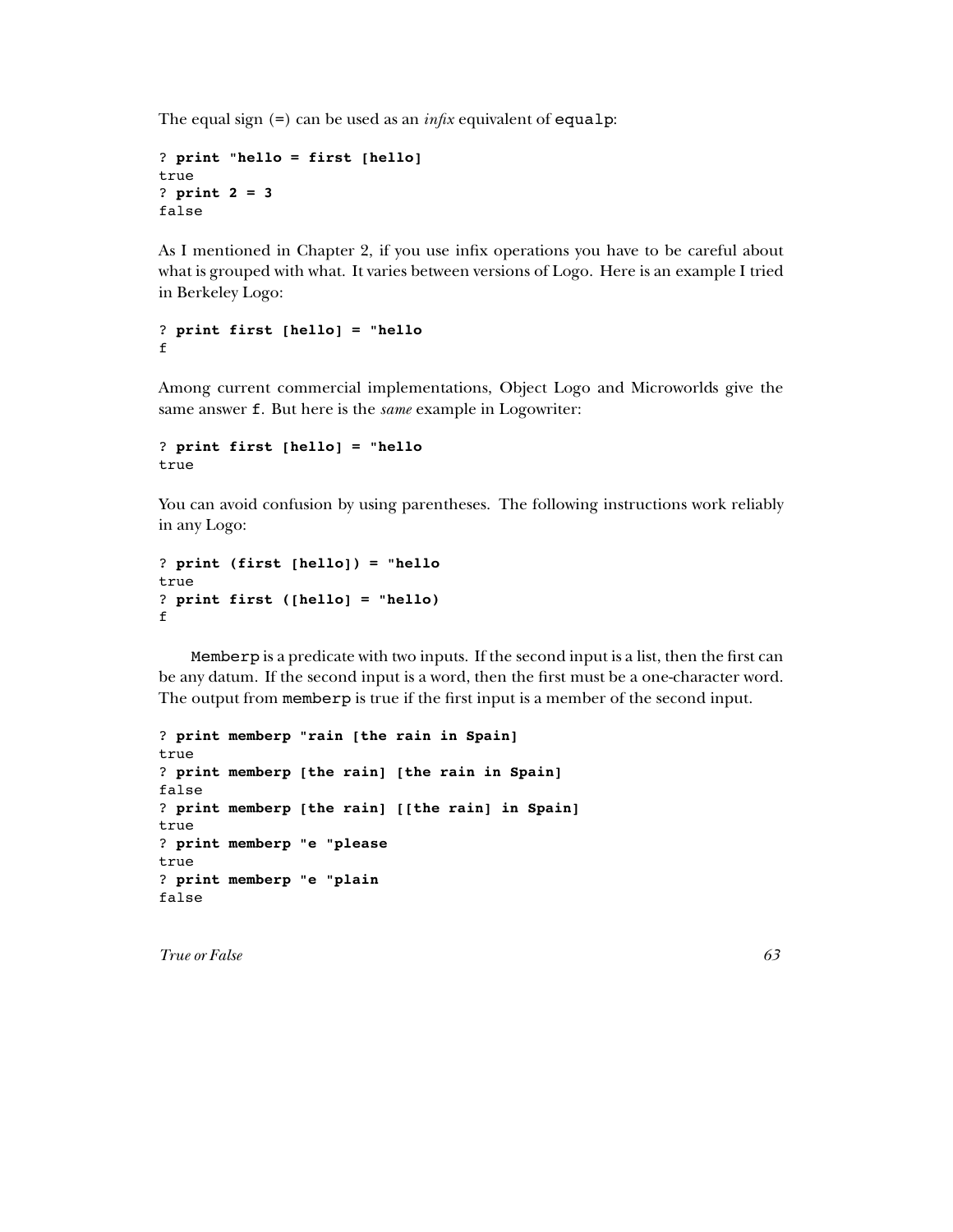The equal sign (`=`) can be used as an *infix* equivalent of `equalp`:

```
? print "hello = first [hello]
true
? print 2 = 3
false
```

As I mentioned in Chapter 2, if you use infix operations you have to be careful about what is grouped with what. It varies between versions of Logo. Here is an example I tried in Berkeley Logo:

```
? print first [hello] = "hello
f
```

Among current commercial implementations, Object Logo and Microworlds give the same answer `f`. But here is the *same* example in Logowriter:

```
? print first [hello] = "hello
true
```

You can avoid confusion by using parentheses. The following instructions work reliably in any Logo:

```
? print (first [hello]) = "hello
true
? print first ([hello] = "hello)
f
```

`Memberp` is a predicate with two inputs. If the second input is a list, then the first can be any datum. If the second input is a word, then the first must be a one-character word. The output from `memberp` is true if the first input is a member of the second input.

```
? print memberp "rain [the rain in Spain]
true
? print memberp [the rain] [the rain in Spain]
false
? print memberp [the rain] [[the rain] in Spain]
true
? print memberp "e "please
true
? print memberp "e "plain
false
```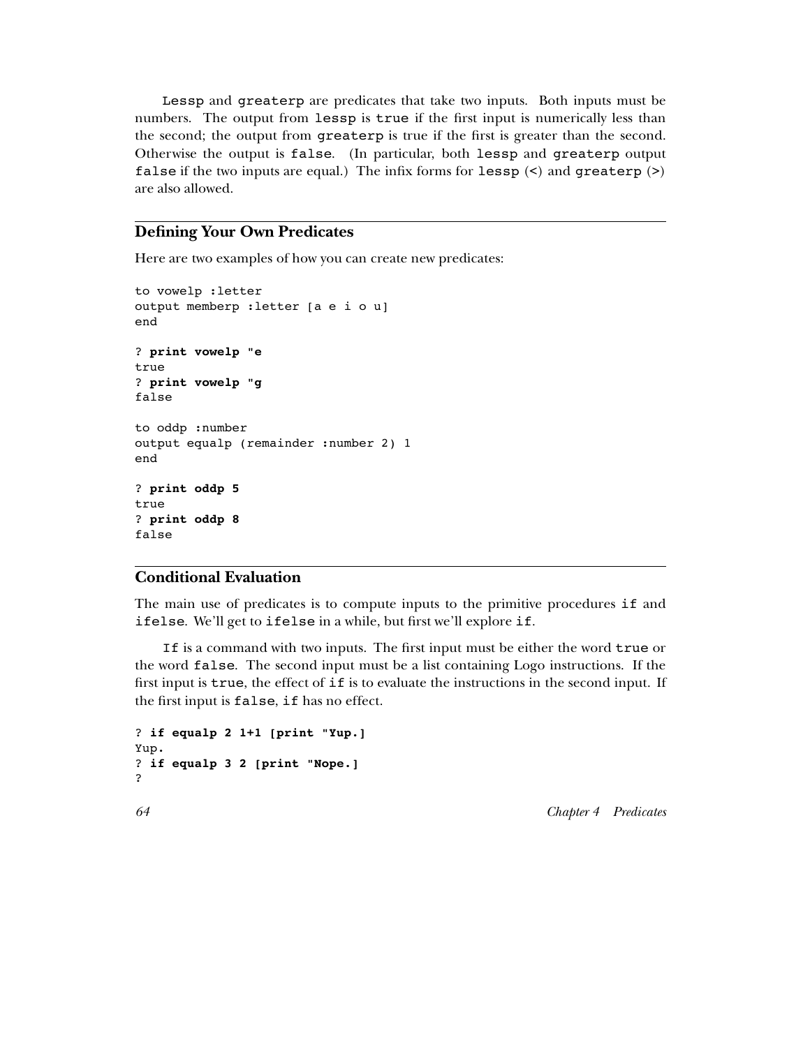`Lessp` and `greaterp` are predicates that take two inputs. Both inputs must be numbers. The output from `lessp` is `true` if the first input is numerically less than the second; the output from `greaterp` is true if the first is greater than the second. Otherwise the output is `false`. (In particular, both `lessp` and `greaterp` output `false` if the two inputs are equal.) The infix forms for `lessp` (`<`) and `greaterp` (`>`) are also allowed.

## Defining Your Own Predicates

Here are two examples of how you can create new predicates:

```
to vowelp :letter
output memberp :letter [a e i o u]
end

? print vowelp "e
true
? print vowelp "g
false

to oddp :number
output equalp (remainder :number 2) 1
end

? print oddp 5
true
? print oddp 8
false
```

## Conditional Evaluation

The main use of predicates is to compute inputs to the primitive procedures `if` and `ifelse`. We'll get to `ifelse` in a while, but first we'll explore `if`.

`If` is a command with two inputs. The first input must be either the word `true` or the word `false`. The second input must be a list containing Logo instructions. If the first input is `true`, the effect of `if` is to evaluate the instructions in the second input. If the first input is `false`, `if` has no effect.

```
? if equalp 2 1+1 [print "Yup.]
Yup.
? if equalp 3 2 [print "Nope.]
?
```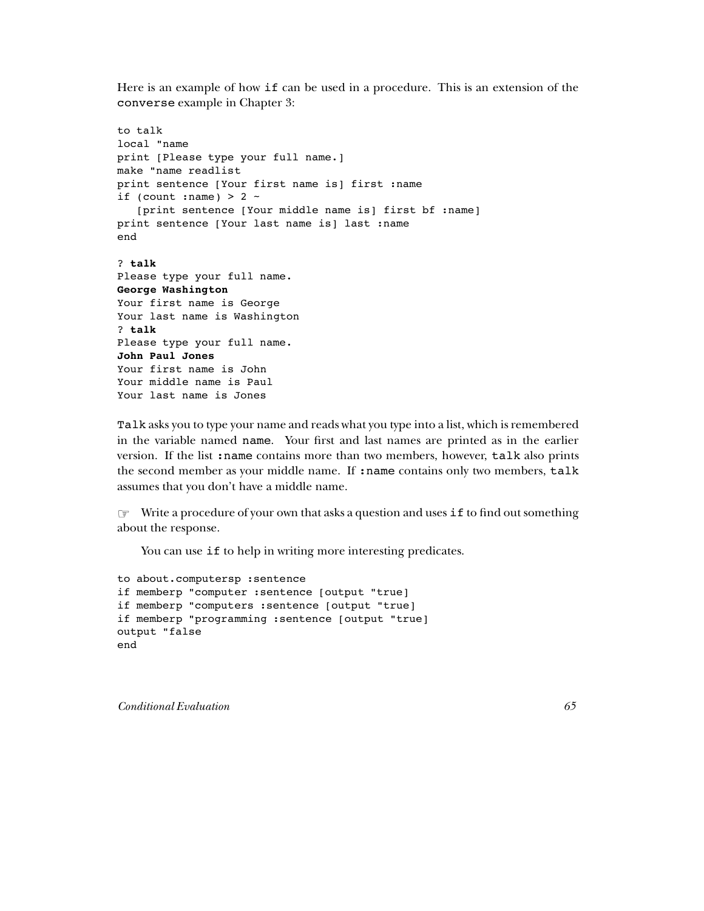Here is an example of how `if` can be used in a procedure. This is an extension of the `converse` example in Chapter 3:

```
to talk
local "name
print [Please type your full name.]
make "name readlist
print sentence [Your first name is] first :name
if (count :name) > 2 ~
   [print sentence [Your middle name is] first bf :name]
print sentence [Your last name is] last :name
end
```

```
? talk
Please type your full name.
George Washington
Your first name is George
Your last name is Washington
? talk
Please type your full name.
John Paul Jones
Your first name is John
Your middle name is Paul
Your last name is Jones
```

`Talk` asks you to type your name and reads what you type into a list, which is remembered in the variable named `name`. Your first and last names are printed as in the earlier version. If the list `:name` contains more than two members, however, `talk` also prints the second member as your middle name. If `:name` contains only two members, `talk` assumes that you don't have a middle name.

☞ Write a procedure of your own that asks a question and uses `if` to find out something about the response.

You can use `if` to help in writing more interesting predicates.

```
to about.computersp :sentence
if memberp "computer :sentence [output "true]
if memberp "computers :sentence [output "true]
if memberp "programming :sentence [output "true]
output "false
end
```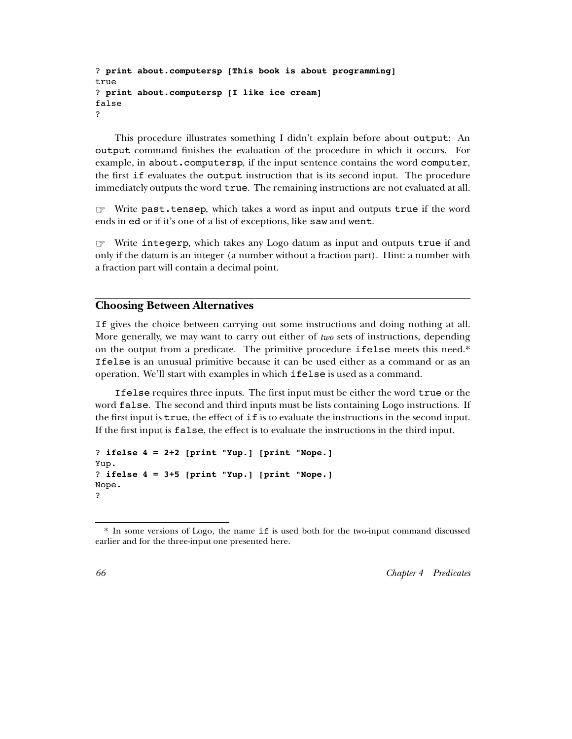```
? print about.computersp [This book is about programming]
true
? print about.computersp [I like ice cream]
false
?
```

This procedure illustrates something I didn't explain before about `output`: An `output` command finishes the evaluation of the procedure in which it occurs. For example, in `about.computersp`, if the input sentence contains the word `computer`, the first `if` evaluates the `output` instruction that is its second input. The procedure immediately outputs the word `true`. The remaining instructions are not evaluated at all.

☞ Write `past.tensep`, which takes a word as input and outputs `true` if the word ends in `ed` or if it's one of a list of exceptions, like `saw` and `went`.

☞ Write `integerp`, which takes any Logo datum as input and outputs `true` if and only if the datum is an integer (a number without a fraction part). Hint: a number with a fraction part will contain a decimal point.

## Choosing Between Alternatives

`If` gives the choice between carrying out some instructions and doing nothing at all. More generally, we may want to carry out either of *two* sets of instructions, depending on the output from a predicate. The primitive procedure `ifelse` meets this need.* `Ifelse` is an unusual primitive because it can be used either as a command or as an operation. We'll start with examples in which `ifelse` is used as a command.

`Ifelse` requires three inputs. The first input must be either the word `true` or the word `false`. The second and third inputs must be lists containing Logo instructions. If the first input is `true`, the effect of `if` is to evaluate the instructions in the second input. If the first input is `false`, the effect is to evaluate the instructions in the third input.

```
? ifelse 4 = 2+2 [print "Yup.] [print "Nope.]
Yup.
? ifelse 4 = 3+5 [print "Yup.] [print "Nope.]
Nope.
?
```

* In some versions of Logo, the name `if` is used both for the two-input command discussed earlier and for the three-input one presented here.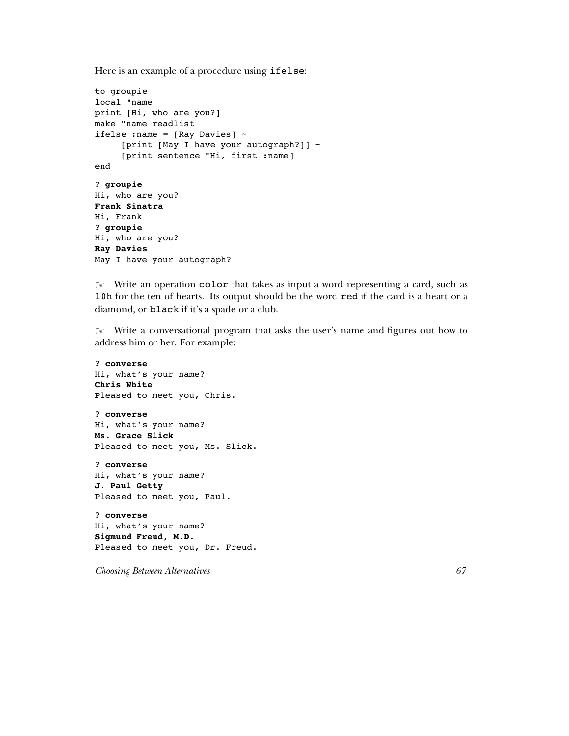Here is an example of a procedure using `ifelse`:

```
to groupie
local "name
print [Hi, who are you?]
make "name readlist
ifelse :name = [Ray Davies] ~
     [print [May I have your autograph?]] ~
     [print sentence "Hi, first :name]
end
```

```
? groupie
Hi, who are you?
Frank Sinatra
Hi, Frank
? groupie
Hi, who are you?
Ray Davies
May I have your autograph?
```

☞ Write an operation `color` that takes as input a word representing a card, such as `10h` for the ten of hearts. Its output should be the word `red` if the card is a heart or a diamond, or `black` if it's a spade or a club.

☞ Write a conversational program that asks the user's name and figures out how to address him or her. For example:

```
? converse
Hi, what's your name?
Chris White
Pleased to meet you, Chris.

? converse
Hi, what's your name?
Ms. Grace Slick
Pleased to meet you, Ms. Slick.

? converse
Hi, what's your name?
J. Paul Getty
Pleased to meet you, Paul.

? converse
Hi, what's your name?
Sigmund Freud, M.D.
Pleased to meet you, Dr. Freud.
```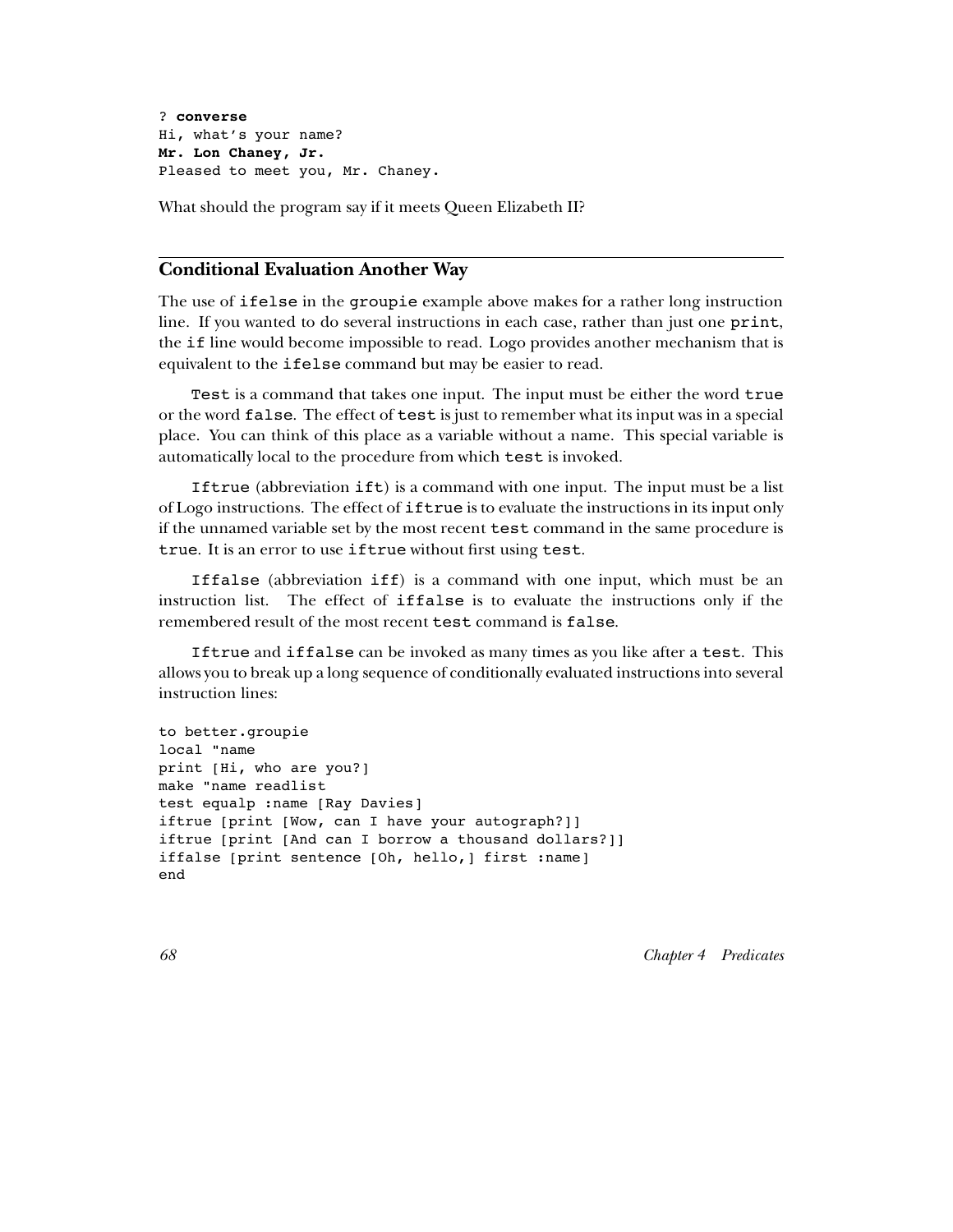```
? converse
Hi, what's your name?
Mr. Lon Chaney, Jr.
Pleased to meet you, Mr. Chaney.
```

What should the program say if it meets Queen Elizabeth II?

## Conditional Evaluation Another Way

The use of `ifelse` in the `groupie` example above makes for a rather long instruction line. If you wanted to do several instructions in each case, rather than just one `print`, the `if` line would become impossible to read. Logo provides another mechanism that is equivalent to the `ifelse` command but may be easier to read.

`Test` is a command that takes one input. The input must be either the word `true` or the word `false`. The effect of `test` is just to remember what its input was in a special place. You can think of this place as a variable without a name. This special variable is automatically local to the procedure from which `test` is invoked.

`Iftrue` (abbreviation `ift`) is a command with one input. The input must be a list of Logo instructions. The effect of `iftrue` is to evaluate the instructions in its input only if the unnamed variable set by the most recent `test` command in the same procedure is `true`. It is an error to use `iftrue` without first using `test`.

`Iffalse` (abbreviation `iff`) is a command with one input, which must be an instruction list. The effect of `iffalse` is to evaluate the instructions only if the remembered result of the most recent `test` command is `false`.

`Iftrue` and `iffalse` can be invoked as many times as you like after a `test`. This allows you to break up a long sequence of conditionally evaluated instructions into several instruction lines:

```
to better.groupie
local "name
print [Hi, who are you?]
make "name readlist
test equalp :name [Ray Davies]
iftrue [print [Wow, can I have your autograph?]]
iftrue [print [And can I borrow a thousand dollars?]]
iffalse [print sentence [Oh, hello,] first :name]
end
```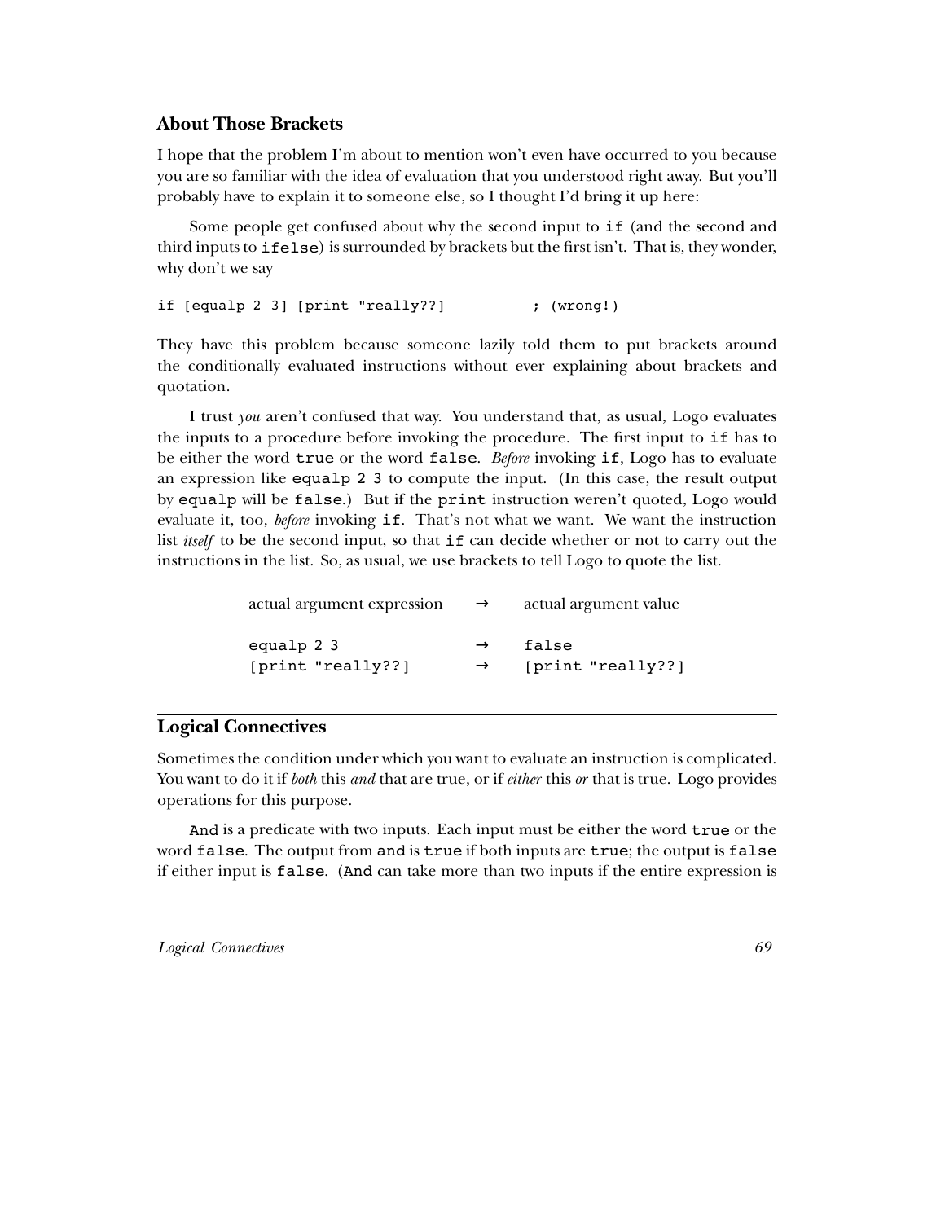## About Those Brackets

I hope that the problem I'm about to mention won't even have occurred to you because you are so familiar with the idea of evaluation that you understood right away. But you'll probably have to explain it to someone else, so I thought I'd bring it up here:

Some people get confused about why the second input to `if` (and the second and third inputs to `ifelse`) is surrounded by brackets but the first isn't. That is, they wonder, why don't we say

```
if [equalp 2 3] [print "really??]          ; (wrong!)
```

They have this problem because someone lazily told them to put brackets around the conditionally evaluated instructions without ever explaining about brackets and quotation.

I trust *you* aren't confused that way. You understand that, as usual, Logo evaluates the inputs to a procedure before invoking the procedure. The first input to `if` has to be either the word `true` or the word `false`. *Before* invoking `if`, Logo has to evaluate an expression like `equalp 2 3` to compute the input. (In this case, the result output by `equalp` will be `false`.) But if the `print` instruction weren't quoted, Logo would evaluate it, too, *before* invoking `if`. That's not what we want. We want the instruction list *itself* to be the second input, so that `if` can decide whether or not to carry out the instructions in the list. So, as usual, we use brackets to tell Logo to quote the list.

| actual argument expression | → | actual argument value |
|---|---|---|
| `equalp 2 3` | → | `false` |
| `[print "really??]` | → | `[print "really??]` |

## Logical Connectives

Sometimes the condition under which you want to evaluate an instruction is complicated. You want to do it if *both* this *and* that are true, or if *either* this *or* that is true. Logo provides operations for this purpose.

`And` is a predicate with two inputs. Each input must be either the word `true` or the word `false`. The output from `and` is `true` if both inputs are `true`; the output is `false` if either input is `false`. (`And` can take more than two inputs if the entire expression is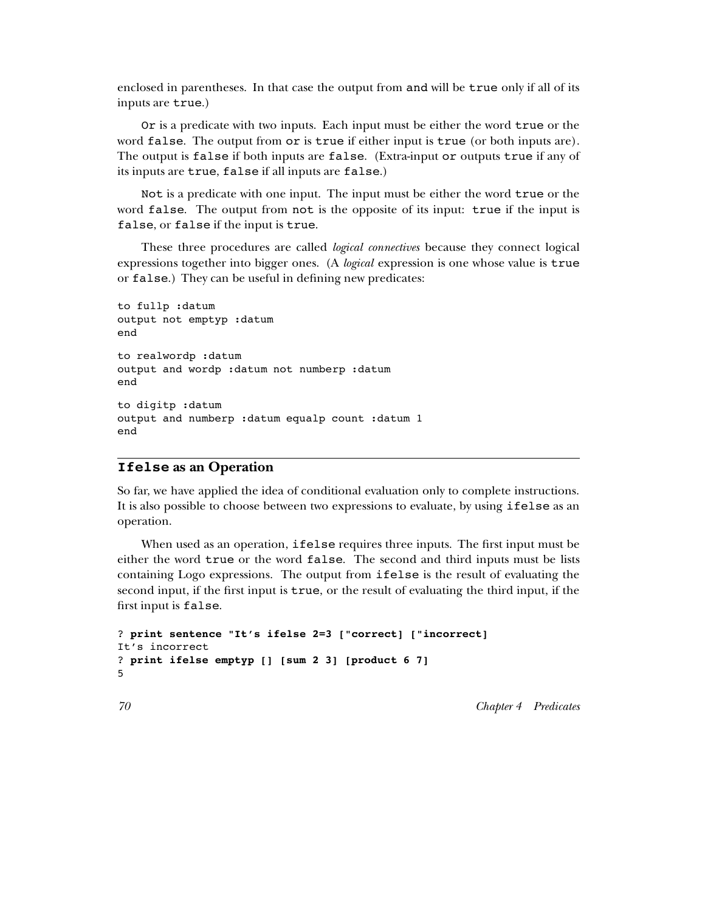enclosed in parentheses. In that case the output from `and` will be `true` only if all of its inputs are `true`.)

`Or` is a predicate with two inputs. Each input must be either the word `true` or the word `false`. The output from `or` is `true` if either input is `true` (or both inputs are). The output is `false` if both inputs are `false`. (Extra-input `or` outputs `true` if any of its inputs are `true`, `false` if all inputs are `false`.)

`Not` is a predicate with one input. The input must be either the word `true` or the word `false`. The output from `not` is the opposite of its input: `true` if the input is `false`, or `false` if the input is `true`.

These three procedures are called *logical connectives* because they connect logical expressions together into bigger ones. (A *logical* expression is one whose value is `true` or `false`.) They can be useful in defining new predicates:

```
to fullp :datum
output not emptyp :datum
end

to realwordp :datum
output and wordp :datum not numberp :datum
end

to digitp :datum
output and numberp :datum equalp count :datum 1
end
```

## `Ifelse` as an Operation

So far, we have applied the idea of conditional evaluation only to complete instructions. It is also possible to choose between two expressions to evaluate, by using `ifelse` as an operation.

When used as an operation, `ifelse` requires three inputs. The first input must be either the word `true` or the word `false`. The second and third inputs must be lists containing Logo expressions. The output from `ifelse` is the result of evaluating the second input, if the first input is `true`, or the result of evaluating the third input, if the first input is `false`.

```
? print sentence "It's ifelse 2=3 ["correct] ["incorrect]
It's incorrect
? print ifelse emptyp [] [sum 2 3] [product 6 7]
5
```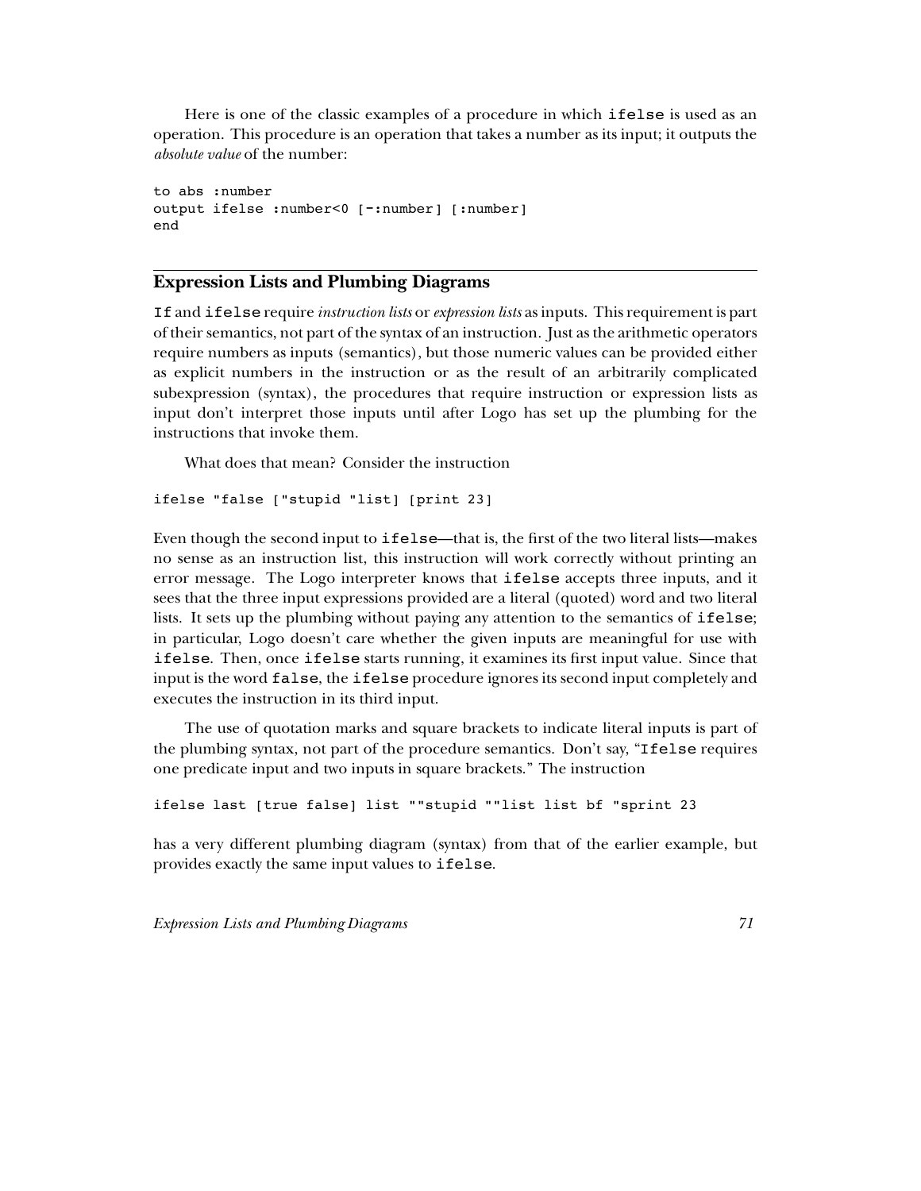Here is one of the classic examples of a procedure in which `ifelse` is used as an operation. This procedure is an operation that takes a number as its input; it outputs the *absolute value* of the number:

```
to abs :number
output ifelse :number<0 [-:number] [:number]
end
```

## Expression Lists and Plumbing Diagrams

`If` and `ifelse` require *instruction lists* or *expression lists* as inputs. This requirement is part of their semantics, not part of the syntax of an instruction. Just as the arithmetic operators require numbers as inputs (semantics), but those numeric values can be provided either as explicit numbers in the instruction or as the result of an arbitrarily complicated subexpression (syntax), the procedures that require instruction or expression lists as input don't interpret those inputs until after Logo has set up the plumbing for the instructions that invoke them.

What does that mean? Consider the instruction

```
ifelse "false ["stupid "list] [print 23]
```

Even though the second input to `ifelse`—that is, the first of the two literal lists—makes no sense as an instruction list, this instruction will work correctly without printing an error message. The Logo interpreter knows that `ifelse` accepts three inputs, and it sees that the three input expressions provided are a literal (quoted) word and two literal lists. It sets up the plumbing without paying any attention to the semantics of `ifelse`; in particular, Logo doesn't care whether the given inputs are meaningful for use with `ifelse`. Then, once `ifelse` starts running, it examines its first input value. Since that input is the word `false`, the `ifelse` procedure ignores its second input completely and executes the instruction in its third input.

The use of quotation marks and square brackets to indicate literal inputs is part of the plumbing syntax, not part of the procedure semantics. Don't say, "`Ifelse` requires one predicate input and two inputs in square brackets." The instruction

```
ifelse last [true false] list ""stupid ""list list bf "sprint 23
```

has a very different plumbing diagram (syntax) from that of the earlier example, but provides exactly the same input values to `ifelse`.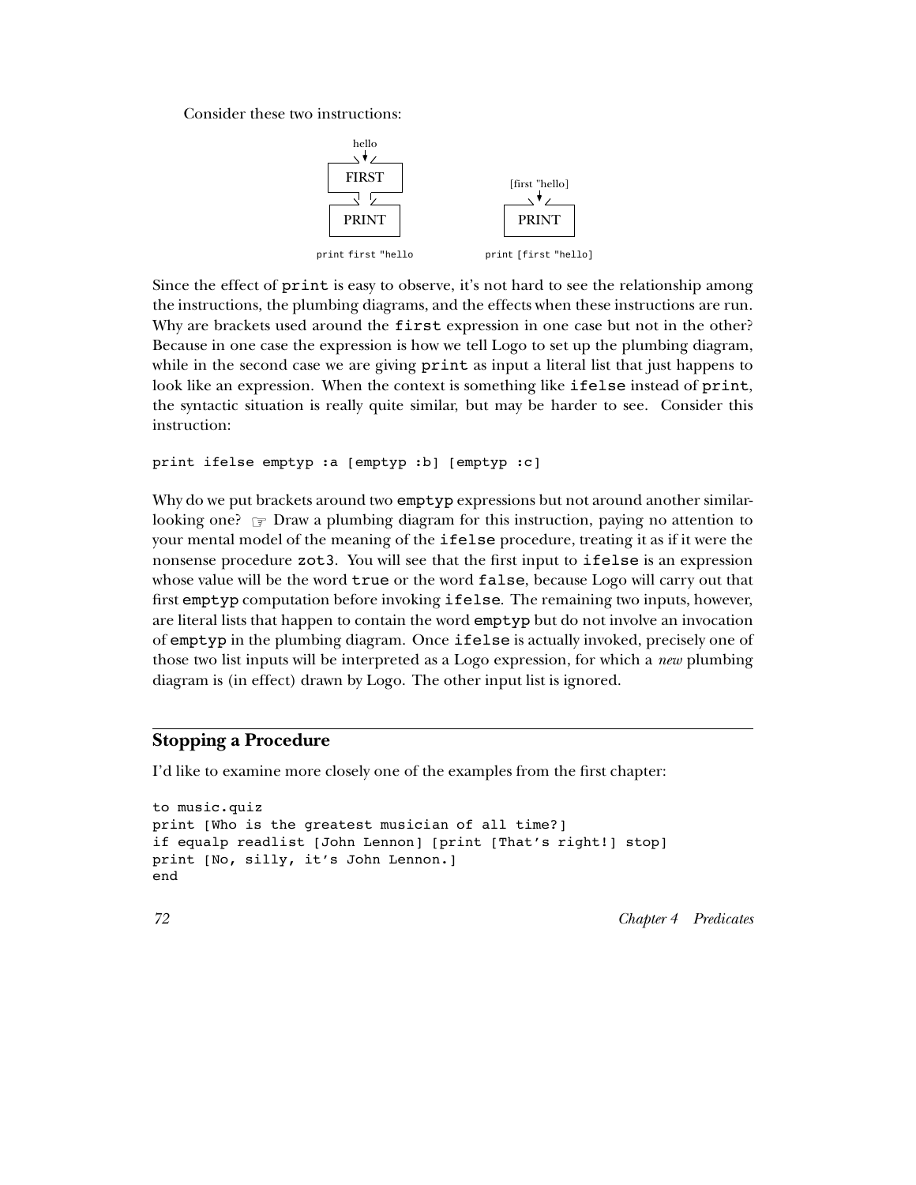Consider these two instructions:

hello

FIRST

PRINT

print first "hello

[first "hello]

PRINT

print [first "hello]

Since the effect of `print` is easy to observe, it's not hard to see the relationship among the instructions, the plumbing diagrams, and the effects when these instructions are run. Why are brackets used around the `first` expression in one case but not in the other? Because in one case the expression is how we tell Logo to set up the plumbing diagram, while in the second case we are giving `print` as input a literal list that just happens to look like an expression. When the context is something like `ifelse` instead of `print`, the syntactic situation is really quite similar, but may be harder to see. Consider this instruction:

```
print ifelse emptyp :a [emptyp :b] [emptyp :c]
```

Why do we put brackets around two `emptyp` expressions but not around another similar-looking one? ☞ Draw a plumbing diagram for this instruction, paying no attention to your mental model of the meaning of the `ifelse` procedure, treating it as if it were the nonsense procedure `zot3`. You will see that the first input to `ifelse` is an expression whose value will be the word `true` or the word `false`, because Logo will carry out that first `emptyp` computation before invoking `ifelse`. The remaining two inputs, however, are literal lists that happen to contain the word `emptyp` but do not involve an invocation of `emptyp` in the plumbing diagram. Once `ifelse` is actually invoked, precisely one of those two list inputs will be interpreted as a Logo expression, for which a *new* plumbing diagram is (in effect) drawn by Logo. The other input list is ignored.

## Stopping a Procedure

I'd like to examine more closely one of the examples from the first chapter:

```
to music.quiz
print [Who is the greatest musician of all time?]
if equalp readlist [John Lennon] [print [That's right!] stop]
print [No, silly, it's John Lennon.]
end
```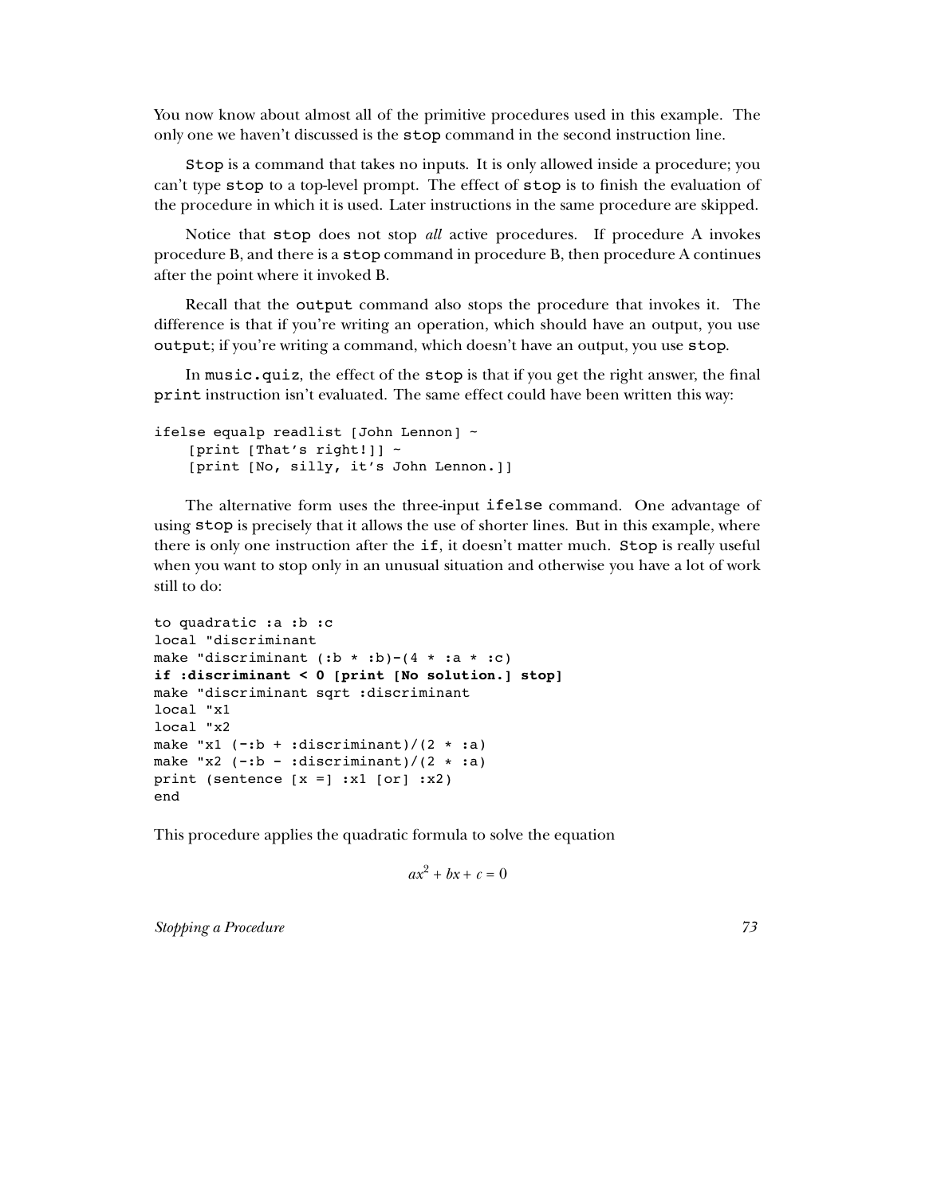You now know about almost all of the primitive procedures used in this example. The only one we haven't discussed is the `stop` command in the second instruction line.

`Stop` is a command that takes no inputs. It is only allowed inside a procedure; you can't type `stop` to a top-level prompt. The effect of `stop` is to finish the evaluation of the procedure in which it is used. Later instructions in the same procedure are skipped.

Notice that `stop` does not stop *all* active procedures. If procedure A invokes procedure B, and there is a `stop` command in procedure B, then procedure A continues after the point where it invoked B.

Recall that the `output` command also stops the procedure that invokes it. The difference is that if you're writing an operation, which should have an output, you use `output`; if you're writing a command, which doesn't have an output, you use `stop`.

In `music.quiz`, the effect of the `stop` is that if you get the right answer, the final `print` instruction isn't evaluated. The same effect could have been written this way:

```
ifelse equalp readlist [John Lennon] ~
    [print [That's right!]] ~
    [print [No, silly, it's John Lennon.]]
```

The alternative form uses the three-input `ifelse` command. One advantage of using `stop` is precisely that it allows the use of shorter lines. But in this example, where there is only one instruction after the `if`, it doesn't matter much. `Stop` is really useful when you want to stop only in an unusual situation and otherwise you have a lot of work still to do:

```
to quadratic :a :b :c
local "discriminant
make "discriminant (:b * :b)-(4 * :a * :c)
if :discriminant < 0 [print [No solution.] stop]
make "discriminant sqrt :discriminant
local "x1
local "x2
make "x1 (-:b + :discriminant)/(2 * :a)
make "x2 (-:b - :discriminant)/(2 * :a)
print (sentence [x =] :x1 [or] :x2)
end
```

This procedure applies the quadratic formula to solve the equation

$$ax^2 + bx + c = 0$$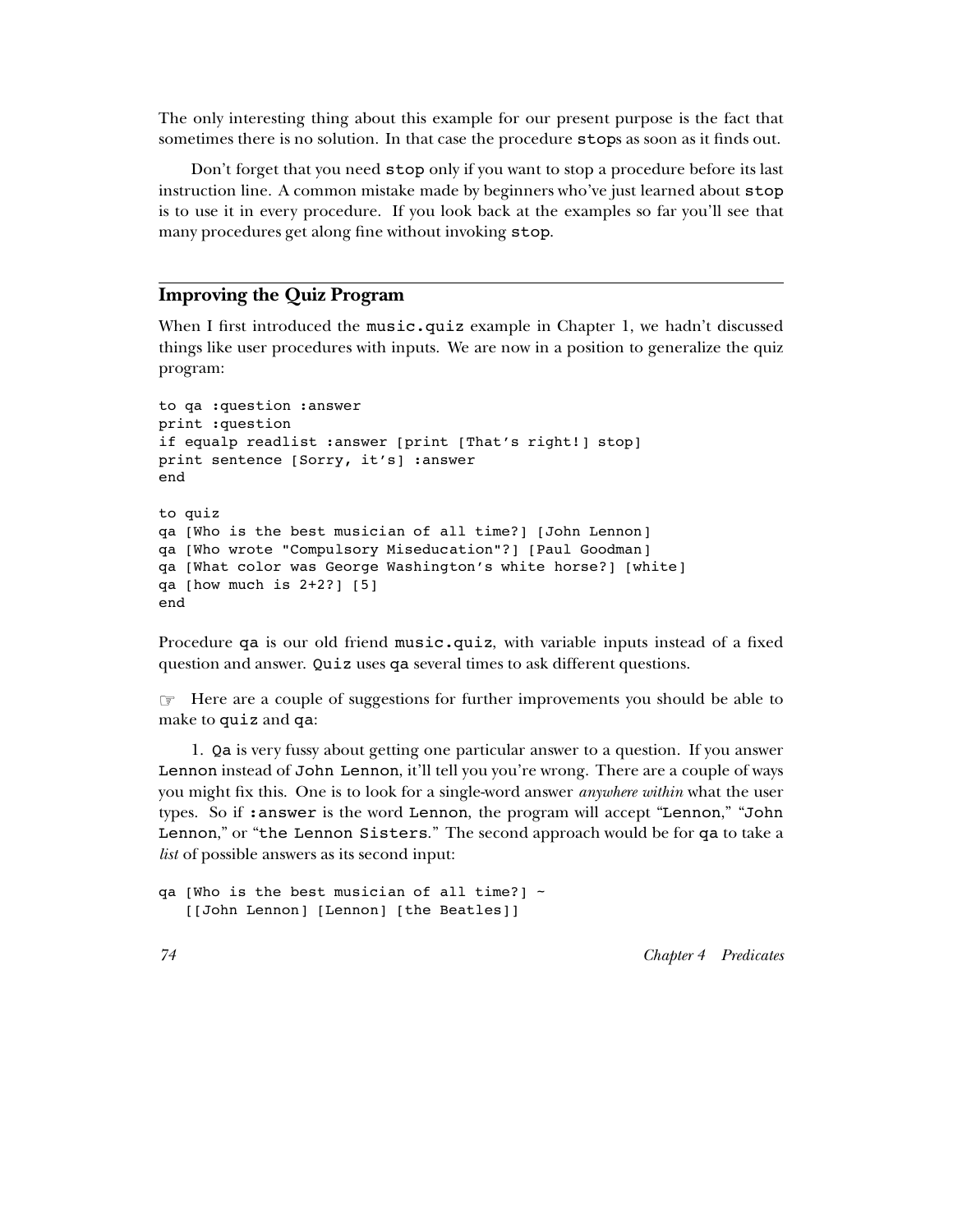The only interesting thing about this example for our present purpose is the fact that sometimes there is no solution. In that case the procedure `stop`s as soon as it finds out.

Don't forget that you need `stop` only if you want to stop a procedure before its last instruction line. A common mistake made by beginners who've just learned about `stop` is to use it in every procedure. If you look back at the examples so far you'll see that many procedures get along fine without invoking `stop`.

## Improving the Quiz Program

When I first introduced the `music.quiz` example in Chapter 1, we hadn't discussed things like user procedures with inputs. We are now in a position to generalize the quiz program:

```
to qa :question :answer
print :question
if equalp readlist :answer [print [That's right!] stop]
print sentence [Sorry, it's] :answer
end

to quiz
qa [Who is the best musician of all time?] [John Lennon]
qa [Who wrote "Compulsory Miseducation"?] [Paul Goodman]
qa [What color was George Washington's white horse?] [white]
qa [how much is 2+2?] [5]
end
```

Procedure `qa` is our old friend `music.quiz`, with variable inputs instead of a fixed question and answer. `Quiz` uses `qa` several times to ask different questions.

☞ Here are a couple of suggestions for further improvements you should be able to make to `quiz` and `qa`:

1. `Qa` is very fussy about getting one particular answer to a question. If you answer `Lennon` instead of `John Lennon`, it'll tell you you're wrong. There are a couple of ways you might fix this. One is to look for a single-word answer *anywhere within* what the user types. So if `:answer` is the word `Lennon`, the program will accept "`Lennon`," "`John Lennon`," or "`the Lennon Sisters`." The second approach would be for `qa` to take a *list* of possible answers as its second input:

```
qa [Who is the best musician of all time?] ~
   [[John Lennon] [Lennon] [the Beatles]]
```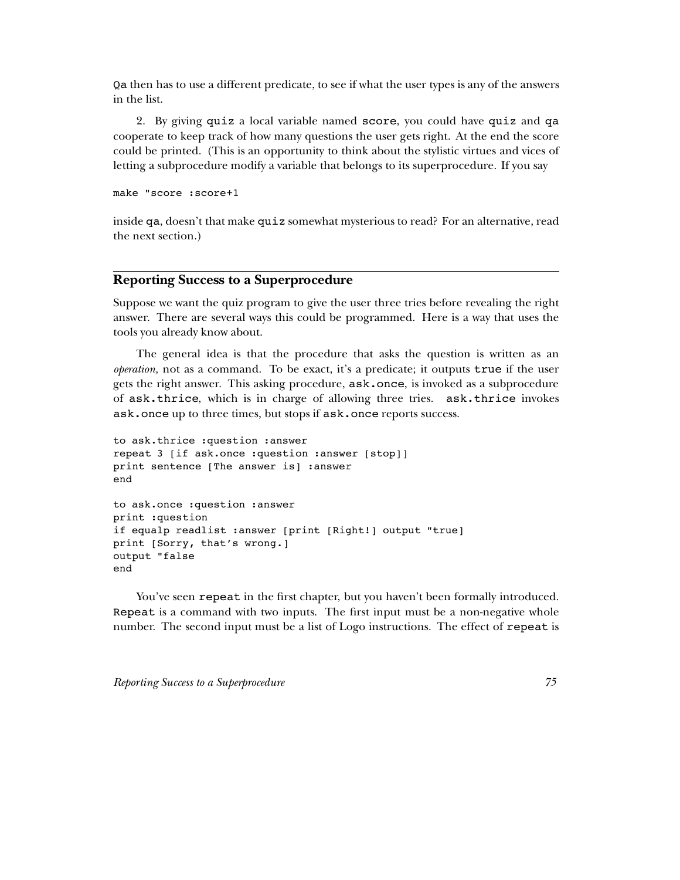`Qa` then has to use a different predicate, to see if what the user types is any of the answers in the list.

2. By giving `quiz` a local variable named `score`, you could have `quiz` and `qa` cooperate to keep track of how many questions the user gets right. At the end the score could be printed. (This is an opportunity to think about the stylistic virtues and vices of letting a subprocedure modify a variable that belongs to its superprocedure. If you say

```
make "score :score+1
```

inside `qa`, doesn't that make `quiz` somewhat mysterious to read? For an alternative, read the next section.)

## Reporting Success to a Superprocedure

Suppose we want the quiz program to give the user three tries before revealing the right answer. There are several ways this could be programmed. Here is a way that uses the tools you already know about.

The general idea is that the procedure that asks the question is written as an *operation,* not as a command. To be exact, it's a predicate; it outputs `true` if the user gets the right answer. This asking procedure, `ask.once`, is invoked as a subprocedure of `ask.thrice`, which is in charge of allowing three tries. `ask.thrice` invokes `ask.once` up to three times, but stops if `ask.once` reports success.

```
to ask.thrice :question :answer
repeat 3 [if ask.once :question :answer [stop]]
print sentence [The answer is] :answer
end

to ask.once :question :answer
print :question
if equalp readlist :answer [print [Right!] output "true]
print [Sorry, that's wrong.]
output "false
end
```

You've seen `repeat` in the first chapter, but you haven't been formally introduced. `Repeat` is a command with two inputs. The first input must be a non-negative whole number. The second input must be a list of Logo instructions. The effect of `repeat` is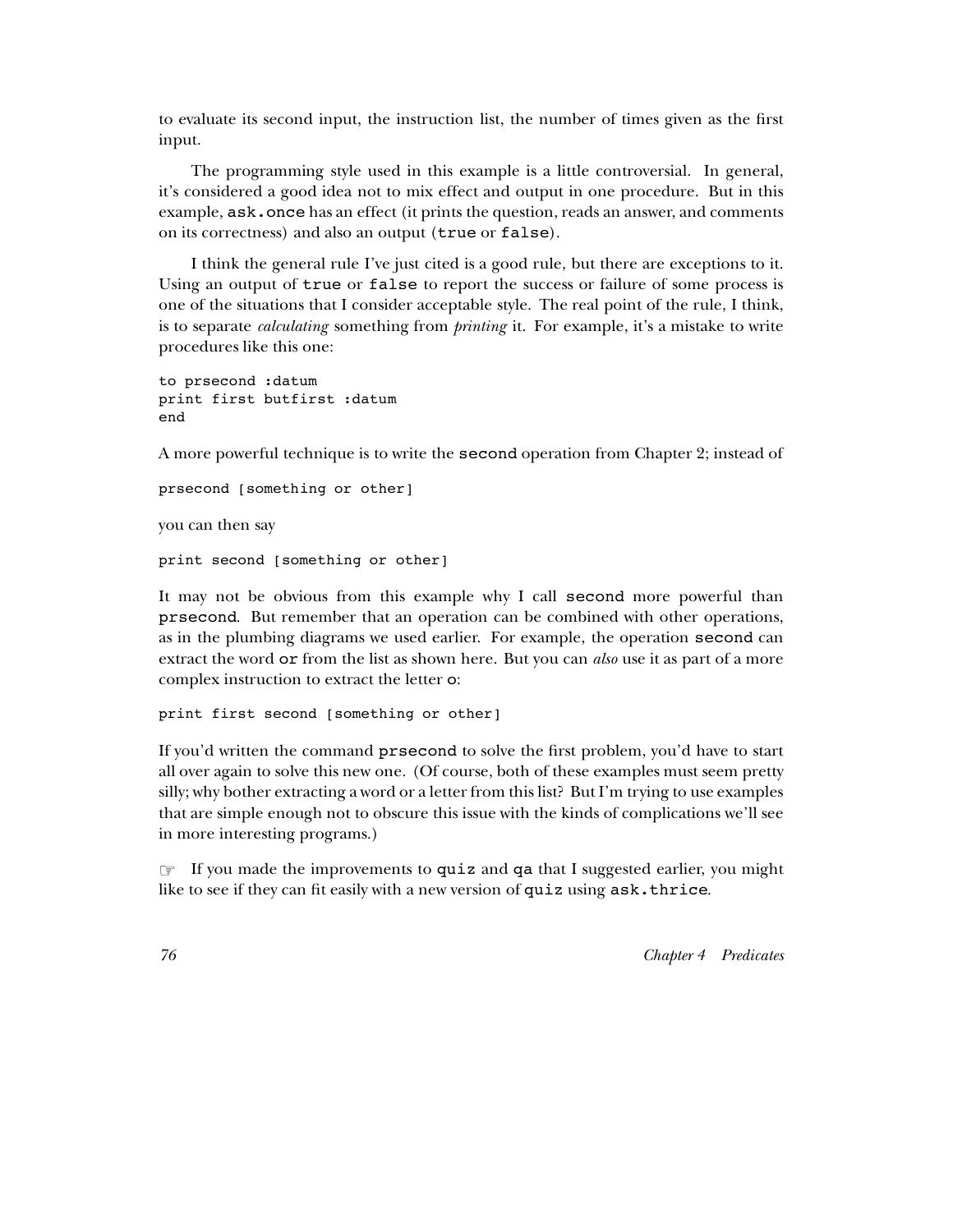to evaluate its second input, the instruction list, the number of times given as the first input.

The programming style used in this example is a little controversial. In general, it's considered a good idea not to mix effect and output in one procedure. But in this example, `ask.once` has an effect (it prints the question, reads an answer, and comments on its correctness) and also an output (`true` or `false`).

I think the general rule I've just cited is a good rule, but there are exceptions to it. Using an output of `true` or `false` to report the success or failure of some process is one of the situations that I consider acceptable style. The real point of the rule, I think, is to separate *calculating* something from *printing* it. For example, it's a mistake to write procedures like this one:

```
to prsecond :datum
print first butfirst :datum
end
```

A more powerful technique is to write the `second` operation from Chapter 2; instead of

```
prsecond [something or other]
```

you can then say

```
print second [something or other]
```

It may not be obvious from this example why I call `second` more powerful than `prsecond`. But remember that an operation can be combined with other operations, as in the plumbing diagrams we used earlier. For example, the operation `second` can extract the word `or` from the list as shown here. But you can *also* use it as part of a more complex instruction to extract the letter `o`:

```
print first second [something or other]
```

If you'd written the command `prsecond` to solve the first problem, you'd have to start all over again to solve this new one. (Of course, both of these examples must seem pretty silly; why bother extracting a word or a letter from this list? But I'm trying to use examples that are simple enough not to obscure this issue with the kinds of complications we'll see in more interesting programs.)

☞ If you made the improvements to `quiz` and `qa` that I suggested earlier, you might like to see if they can fit easily with a new version of `quiz` using `ask.thrice`.